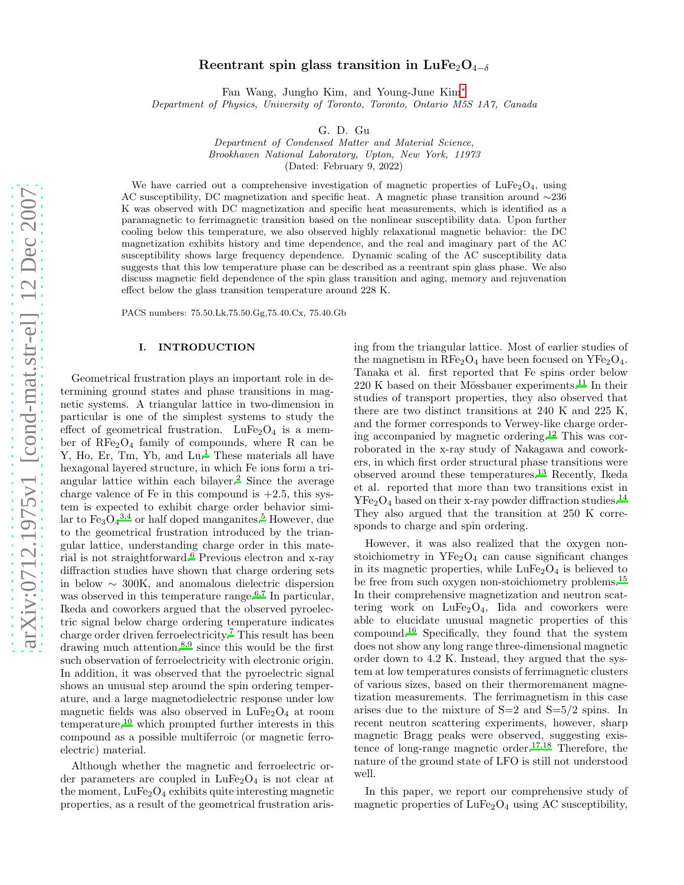# Reentrant spin glass transition in $LuFe_2O_{4-\delta}$

Fan Wang, Jungho Kim, and Young-June Kim[*]

*Department of Physics, University of Toronto, Toronto, Ontario M5S 1A7, Canada*

G. D. Gu

*Department of Condensed Matter and Material Science, Brookhaven National Laboratory, Upton, New York, 11973*

(Dated: February 9, 2022)

We have carried out a comprehensive investigation of magnetic properties of $LuFe_2O_4$, using AC susceptibility, DC magnetization and specific heat. A magnetic phase transition around ∼236 K was observed with DC magnetization and specific heat measurements, which is identified as a paramagnetic to ferrimagnetic transition based on the nonlinear susceptibility data. Upon further cooling below this temperature, we also observed highly relaxational magnetic behavior: the DC magnetization exhibits history and time dependence, and the real and imaginary part of the AC susceptibility shows large frequency dependence. Dynamic scaling of the AC susceptibility data suggests that this low temperature phase can be described as a reentrant spin glass phase. We also discuss magnetic field dependence of the spin glass transition and aging, memory and rejuvenation effect below the glass transition temperature around 228 K.

PACS numbers: 75.50.Lk,75.50.Gg,75.40.Cx, 75.40.Gb

## I. INTRODUCTION

Geometrical frustration plays an important role in determining ground states and phase transitions in magnetic systems. A triangular lattice in two-dimension in particular is one of the simplest systems to study the effect of geometrical frustration. $LuFe_2O_4$ is a member of $RFe_2O_4$ family of compounds, where R can be Y, Ho, Er, Tm, Yb, and Lu.[1] These materials all have hexagonal layered structure, in which Fe ions form a triangular lattice within each bilayer.[2] Since the average charge valence of Fe in this compound is +2.5, this system is expected to exhibit charge order behavior similar to $Fe_3O_4$[3,4] or half doped manganites.[5] However, due to the geometrical frustration introduced by the triangular lattice, understanding charge order in this material is not straightforward.[6] Previous electron and x-ray diffraction studies have shown that charge ordering sets in below ∼ 300K, and anomalous dielectric dispersion was observed in this temperature range.[6,7] In particular, Ikeda and coworkers argued that the observed pyroelectric signal below charge ordering temperature indicates charge order driven ferroelectricity.[7] This result has been drawing much attention,[8,9] since this would be the first such observation of ferroelectricity with electronic origin. In addition, it was observed that the pyroelectric signal shows an unusual step around the spin ordering temperature, and a large magnetodielectric response under low magnetic fields was also observed in $LuFe_2O_4$ at room temperature,[10] which prompted further interests in this compound as a possible multiferroic (or magnetic ferroelectric) material.

Although whether the magnetic and ferroelectric order parameters are coupled in $LuFe_2O_4$ is not clear at the moment, $LuFe_2O_4$ exhibits quite interesting magnetic properties, as a result of the geometrical frustration arising from the triangular lattice. Most of earlier studies of the magnetism in $RFe_2O_4$ have been focused on $YFe_2O_4$. Tanaka et al. first reported that Fe spins order below 220 K based on their Mössbauer experiments.[11] In their studies of transport properties, they also observed that there are two distinct transitions at 240 K and 225 K, and the former corresponds to Verwey-like charge ordering accompanied by magnetic ordering.[12] This was corroborated in the x-ray study of Nakagawa and coworkers, in which first order structural phase transitions were observed around these temperatures.[13] Recently, Ikeda et al. reported that more than two transitions exist in $YFe_2O_4$ based on their x-ray powder diffraction studies.[14] They also argued that the transition at 250 K corresponds to charge and spin ordering.

However, it was also realized that the oxygen nonstoichiometry in $YFe_2O_4$ can cause significant changes in its magnetic properties, while $LuFe_2O_4$ is believed to be free from such oxygen non-stoichiometry problems.[15] In their comprehensive magnetization and neutron scattering work on $LuFe_2O_4$, Iida and coworkers were able to elucidate unusual magnetic properties of this compound.[16] Specifically, they found that the system does not show any long range three-dimensional magnetic order down to 4.2 K. Instead, they argued that the system at low temperatures consists of ferrimagnetic clusters of various sizes, based on their thermoremanent magnetization measurements. The ferrimagnetism in this case arises due to the mixture of S=2 and S=5/2 spins. In recent neutron scattering experiments, however, sharp magnetic Bragg peaks were observed, suggesting existence of long-range magnetic order.[17,18] Therefore, the nature of the ground state of LFO is still not understood well.

In this paper, we report our comprehensive study of magnetic properties of $LuFe_2O_4$ using AC susceptibility,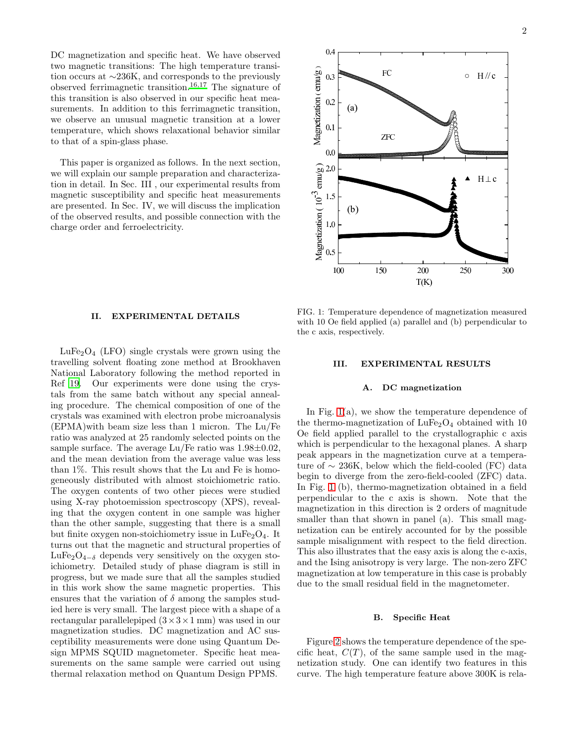DC magnetization and specific heat. We have observed two magnetic transitions: The high temperature transition occurs at ∼236K, and corresponds to the previously observed ferrimagnetic transition.[16,17] The signature of this transition is also observed in our specific heat measurements. In addition to this ferrimagnetic transition, we observe an unusual magnetic transition at a lower temperature, which shows relaxational behavior similar to that of a spin-glass phase.

This paper is organized as follows. In the next section, we will explain our sample preparation and characterization in detail. In Sec. III , our experimental results from magnetic susceptibility and specific heat measurements are presented. In Sec. IV, we will discuss the implication of the observed results, and possible connection with the charge order and ferroelectricity.

## II. EXPERIMENTAL DETAILS

$LuFe_2O_4$ (LFO) single crystals were grown using the travelling solvent floating zone method at Brookhaven National Laboratory following the method reported in Ref 19. Our experiments were done using the crystals from the same batch without any special annealing procedure. The chemical composition of one of the crystals was examined with electron probe microanalysis (EPMA)with beam size less than 1 micron. The Lu/Fe ratio was analyzed at 25 randomly selected points on the sample surface. The average Lu/Fe ratio was 1.98±0.02, and the mean deviation from the average value was less than 1%. This result shows that the Lu and Fe is homogeneously distributed with almost stoichiometric ratio. The oxygen contents of two other pieces were studied using X-ray photoemission spectroscopy (XPS), revealing that the oxygen content in one sample was higher than the other sample, suggesting that there is a small but finite oxygen non-stoichiometry issue in $LuFe_2O_4$. It turns out that the magnetic and structural properties of $LuFe_2O_{4-\delta}$ depends very sensitively on the oxygen stoichiometry. Detailed study of phase diagram is still in progress, but we made sure that all the samples studied in this work show the same magnetic properties. This ensures that the variation of $\delta$ among the samples studied here is very small. The largest piece with a shape of a rectangular parallelepiped ($3\times3\times1$ mm) was used in our magnetization studies. DC magnetization and AC susceptibility measurements were done using Quantum Design MPMS SQUID magnetometer. Specific heat measurements on the same sample were carried out using thermal relaxation method on Quantum Design PPMS.

FIG. 1: Temperature dependence of magnetization measured with 10 Oe field applied (a) parallel and (b) perpendicular to the c axis, respectively.

## III. EXPERIMENTAL RESULTS

### A. DC magnetization

In Fig. 1(a), we show the temperature dependence of the thermo-magnetization of $LuFe_2O_4$ obtained with 10 Oe field applied parallel to the crystallographic c axis which is perpendicular to the hexagonal planes. A sharp peak appears in the magnetization curve at a temperature of ∼ 236K, below which the field-cooled (FC) data begin to diverge from the zero-field-cooled (ZFC) data. In Fig. 1 (b), thermo-magnetization obtained in a field perpendicular to the c axis is shown. Note that the magnetization in this direction is 2 orders of magnitude smaller than that shown in panel (a). This small magnetization can be entirely accounted for by the possible sample misalignment with respect to the field direction. This also illustrates that the easy axis is along the c-axis, and the Ising anisotropy is very large. The non-zero ZFC magnetization at low temperature in this case is probably due to the small residual field in the magnetometer.

### B. Specific Heat

Figure 2 shows the temperature dependence of the specific heat, $C(T)$, of the same sample used in the magnetization study. One can identify two features in this curve. The high temperature feature above 300K is rela-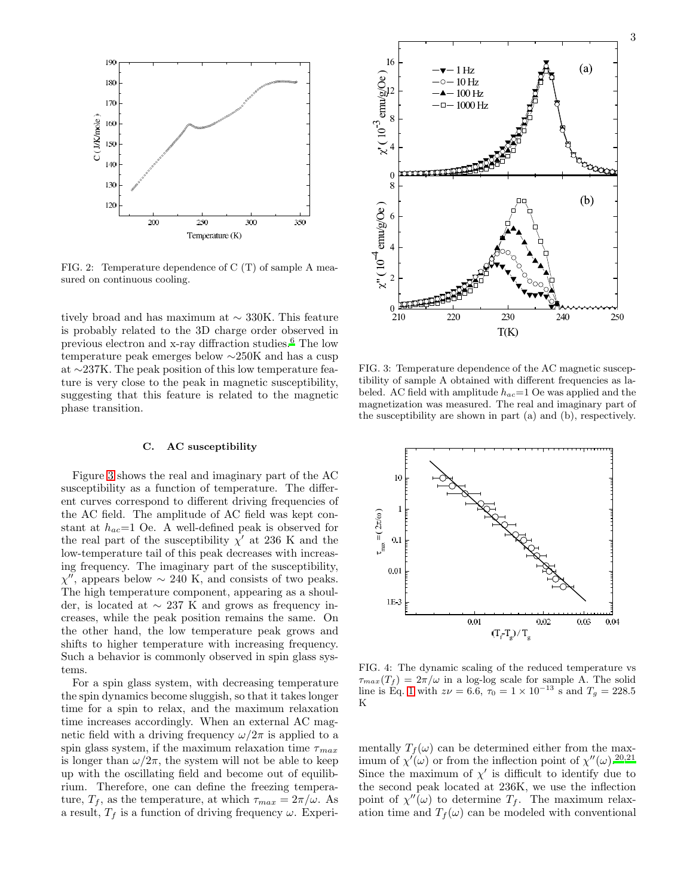FIG. 2: Temperature dependence of C (T) of sample A measured on continuous cooling.

tively broad and has maximum at ∼ 330K. This feature is probably related to the 3D charge order observed in previous electron and x-ray diffraction studies.[6] The low temperature peak emerges below ∼250K and has a cusp at ∼237K. The peak position of this low temperature feature is very close to the peak in magnetic susceptibility, suggesting that this feature is related to the magnetic phase transition.

### C. AC susceptibility

Figure 3 shows the real and imaginary part of the AC susceptibility as a function of temperature. The different curves correspond to different driving frequencies of the AC field. The amplitude of AC field was kept constant at $h_{ac}$=1 Oe. A well-defined peak is observed for the real part of the susceptibility $\chi'$ at 236 K and the low-temperature tail of this peak decreases with increasing frequency. The imaginary part of the susceptibility, $\chi''$, appears below ∼ 240 K, and consists of two peaks. The high temperature component, appearing as a shoulder, is located at ∼ 237 K and grows as frequency increases, while the peak position remains the same. On the other hand, the low temperature peak grows and shifts to higher temperature with increasing frequency. Such a behavior is commonly observed in spin glass systems.

For a spin glass system, with decreasing temperature the spin dynamics become sluggish, so that it takes longer time for a spin to relax, and the maximum relaxation time increases accordingly. When an external AC magnetic field with a driving frequency $\omega/2\pi$ is applied to a spin glass system, if the maximum relaxation time $\tau_{max}$ is longer than $\omega/2\pi$, the system will not be able to keep up with the oscillating field and become out of equilibrium. Therefore, one can define the freezing temperature, $T_f$, as the temperature, at which $\tau_{max} = 2\pi/\omega$. As a result, $T_f$ is a function of driving frequency $\omega$. Experimentally $T_f(\omega)$ can be determined either from the maximum of $\chi'(\omega)$ or from the inflection point of $\chi''(\omega)$.[20,21] Since the maximum of $\chi'$ is difficult to identify due to the second peak located at 236K, we use the inflection point of $\chi''(\omega)$ to determine $T_f$. The maximum relaxation time and $T_f(\omega)$ can be modeled with conventional

FIG. 3: Temperature dependence of the AC magnetic susceptibility of sample A obtained with different frequencies as labeled. AC field with amplitude $h_{ac}$=1 Oe was applied and the magnetization was measured. The real and imaginary part of the susceptibility are shown in part (a) and (b), respectively.

FIG. 4: The dynamic scaling of the reduced temperature vs $\tau_{max}(T_f) = 2\pi/\omega$ in a log-log scale for sample A. The solid line is Eq. 1 with $z\nu = 6.6$, $\tau_0 = 1 \times 10^{-13}$ s and $T_g = 228.5$ K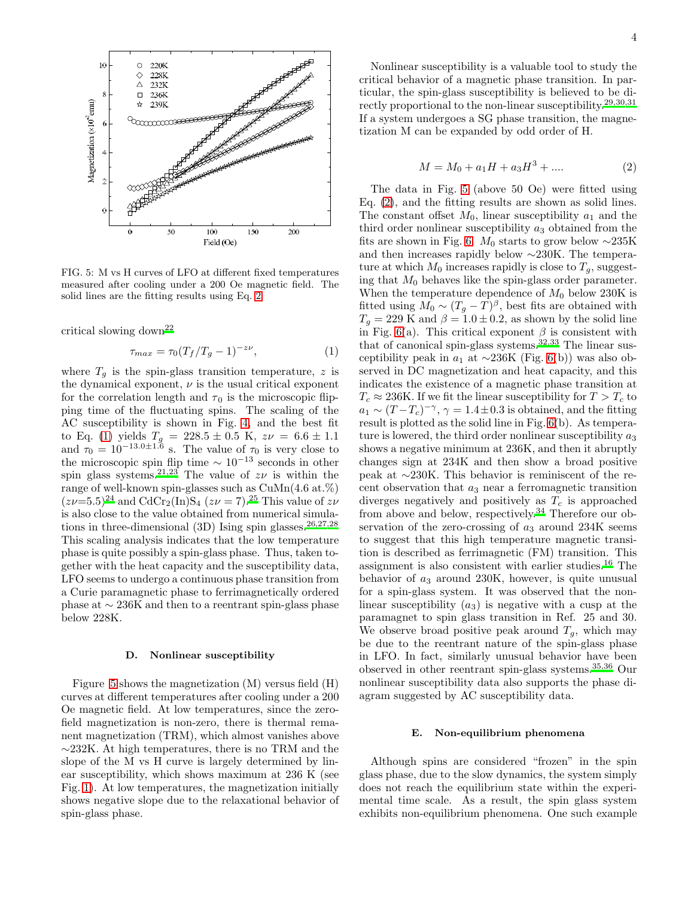FIG. 5: M vs H curves of LFO at different fixed temperatures measured after cooling under a 200 Oe magnetic field. The solid lines are the fitting results using Eq. 2.

critical slowing down[22]

$$\tau_{max} = \tau_0 (T_f/T_g - 1)^{-z\nu}, \tag{1}$$

where $T_g$ is the spin-glass transition temperature, $z$ is the dynamical exponent, $\nu$ is the usual critical exponent for the correlation length and $\tau_0$ is the microscopic flipping time of the fluctuating spins. The scaling of the AC susceptibility is shown in Fig. 4, and the best fit to Eq. (1) yields $T_g = 228.5 \pm 0.5$ K, $z\nu = 6.6 \pm 1.1$ and $\tau_0 = 10^{-13.0\pm1.6}$ s. The value of $\tau_0$ is very close to the microscopic spin flip time $\sim 10^{-13}$ seconds in other spin glass systems.[21,23] The value of $z\nu$ is within the range of well-known spin-glasses such as CuMn(4.6 at.%) ($z\nu$=5.5)[24] and $CdCr_2(In)S_4$ ($z\nu = 7$).[25] This value of $z\nu$ is also close to the value obtained from numerical simulations in three-dimensional (3D) Ising spin glasses.[26,27,28] This scaling analysis indicates that the low temperature phase is quite possibly a spin-glass phase. Thus, taken together with the heat capacity and the susceptibility data, LFO seems to undergo a continuous phase transition from a Curie paramagnetic phase to ferrimagnetically ordered phase at $\sim$ 236K and then to a reentrant spin-glass phase below 228K.

### D. Nonlinear susceptibility

Figure 5 shows the magnetization (M) versus field (H) curves at different temperatures after cooling under a 200 Oe magnetic field. At low temperatures, since the zero-field magnetization is non-zero, there is thermal remanent magnetization (TRM), which almost vanishes above $\sim$232K. At high temperatures, there is no TRM and the slope of the M vs H curve is largely determined by linear susceptibility, which shows maximum at 236 K (see Fig. 1). At low temperatures, the magnetization initially shows negative slope due to the relaxational behavior of spin-glass phase.

Nonlinear susceptibility is a valuable tool to study the critical behavior of a magnetic phase transition. In particular, the spin-glass susceptibility is believed to be directly proportional to the non-linear susceptibility.[29,30,31] If a system undergoes a SG phase transition, the magnetization M can be expanded by odd order of H.

$$M = M_0 + a_1 H + a_3 H^3 + .... \tag{2}$$

The data in Fig. 5 (above 50 Oe) were fitted using Eq. (2), and the fitting results are shown as solid lines. The constant offset $M_0$, linear susceptibility $a_1$ and the third order nonlinear susceptibility $a_3$ obtained from the fits are shown in Fig. 6. $M_0$ starts to grow below $\sim$235K and then increases rapidly below $\sim$230K. The temperature at which $M_0$ increases rapidly is close to $T_g$, suggesting that $M_0$ behaves like the spin-glass order parameter. When the temperature dependence of $M_0$ below 230K is fitted using $M_0 \sim (T_g - T)^\beta$, best fits are obtained with $T_g = 229$ K and $\beta = 1.0 \pm 0.2$, as shown by the solid line in Fig. 6(a). This critical exponent $\beta$ is consistent with that of canonical spin-glass systems.[32,33] The linear susceptibility peak in $a_1$ at $\sim$236K (Fig. 6(b)) was also observed in DC magnetization and heat capacity, and this indicates the existence of a magnetic phase transition at $T_c \approx 236$K. If we fit the linear susceptibility for $T > T_c$ to $a_1 \sim (T - T_c)^{-\gamma}$, $\gamma = 1.4 \pm 0.3$ is obtained, and the fitting result is plotted as the solid line in Fig. 6(b). As temperature is lowered, the third order nonlinear susceptibility $a_3$ shows a negative minimum at 236K, and then it abruptly changes sign at 234K and then show a broad positive peak at $\sim$230K. This behavior is reminiscent of the recent observation that $a_3$ near a ferromagnetic transition diverges negatively and positively as $T_c$ is approached from above and below, respectively.[34] Therefore our observation of the zero-crossing of $a_3$ around 234K seems to suggest that this high temperature magnetic transition is described as ferrimagnetic (FM) transition. This assignment is also consistent with earlier studies.[16] The behavior of $a_3$ around 230K, however, is quite unusual for a spin-glass system. It was observed that the nonlinear susceptibility ($a_3$) is negative with a cusp at the paramagnet to spin glass transition in Ref. 25 and 30. We observe broad positive peak around $T_g$, which may be due to the reentrant nature of the spin-glass phase in LFO. In fact, similarly unusual behavior have been observed in other reentrant spin-glass systems.[35,36] Our nonlinear susceptibility data also supports the phase diagram suggested by AC susceptibility data.

### E. Non-equilibrium phenomena

Although spins are considered "frozen" in the spin glass phase, due to the slow dynamics, the system simply does not reach the equilibrium state within the experimental time scale. As a result, the spin glass system exhibits non-equilibrium phenomena. One such example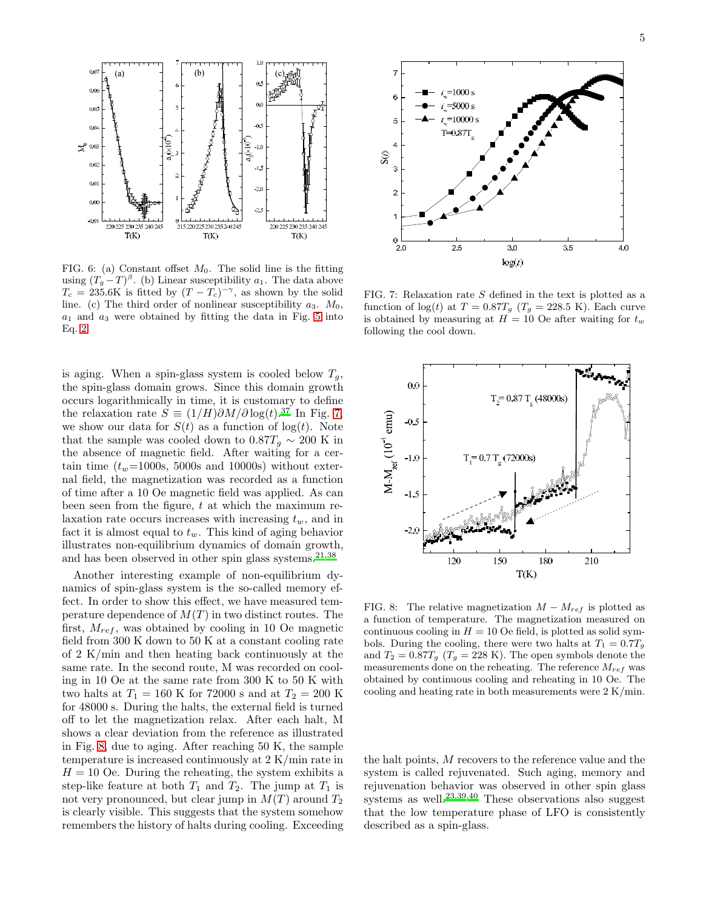FIG. 6: (a) Constant offset $M_0$. The solid line is the fitting using $(T_g - T)^{\beta}$. (b) Linear susceptibility $a_1$. The data above $T_c$ = 235.6K is fitted by $(T - T_c)^{-\gamma}$, as shown by the solid line. (c) The third order of nonlinear susceptibility $a_3$. $M_0$, $a_1$ and $a_3$ were obtained by fitting the data in Fig. 5 into Eq. 2.

is aging. When a spin-glass system is cooled below $T_g$, the spin-glass domain grows. Since this domain growth occurs logarithmically in time, it is customary to define the relaxation rate $S \equiv (1/H)\partial M/\partial \log(t)$.[37] In Fig. 7, we show our data for $S(t)$ as a function of $\log(t)$. Note that the sample was cooled down to $0.87T_g \sim 200$ K in the absence of magnetic field. After waiting for a certain time ($t_w$=1000s, 5000s and 10000s) without external field, the magnetization was recorded as a function of time after a 10 Oe magnetic field was applied. As can been seen from the figure, $t$ at which the maximum relaxation rate occurs increases with increasing $t_w$, and in fact it is almost equal to $t_w$. This kind of aging behavior illustrates non-equilibrium dynamics of domain growth, and has been observed in other spin glass systems.[21,38]

Another interesting example of non-equilibrium dynamics of spin-glass system is the so-called memory effect. In order to show this effect, we have measured temperature dependence of $M(T)$ in two distinct routes. The first, $M_{ref}$, was obtained by cooling in 10 Oe magnetic field from 300 K down to 50 K at a constant cooling rate of 2 K/min and then heating back continuously at the same rate. In the second route, M was measured on cooling in 10 Oe at the same rate from 300 K to 50 K with two halts at $T_1$ = 160 K for 72000 s and at $T_2$ = 200 K for 48000 s. During the halts, the external field is turned off to let the magnetization relax. After each halt, M shows a clear deviation from the reference as illustrated in Fig. 8, due to aging. After reaching 50 K, the sample temperature is increased continuously at 2 K/min rate in $H$ = 10 Oe. During the reheating, the system exhibits a step-like feature at both $T_1$ and $T_2$. The jump at $T_1$ is not very pronounced, but clear jump in $M(T)$ around $T_2$ is clearly visible. This suggests that the system somehow remembers the history of halts during cooling. Exceeding the halt points, $M$ recovers to the reference value and the system is called rejuvenated. Such aging, memory and rejuvenation behavior was observed in other spin glass systems as well.[23,39,40] These observations also suggest that the low temperature phase of LFO is consistently described as a spin-glass.

FIG. 7: Relaxation rate $S$ defined in the text is plotted as a function of $\log(t)$ at $T = 0.87T_g$ ($T_g$ = 228.5 K). Each curve is obtained by measuring at $H$ = 10 Oe after waiting for $t_w$ following the cool down.

FIG. 8: The relative magnetization $M - M_{ref}$ is plotted as a function of temperature. The magnetization measured on continuous cooling in $H$ = 10 Oe field, is plotted as solid symbols. During the cooling, there were two halts at $T_1 = 0.7T_g$ and $T_2 = 0.87T_g$ ($T_g$ = 228 K). The open symbols denote the measurements done on the reheating. The reference $M_{ref}$ was obtained by continuous cooling and reheating in 10 Oe. The cooling and heating rate in both measurements were 2 K/min.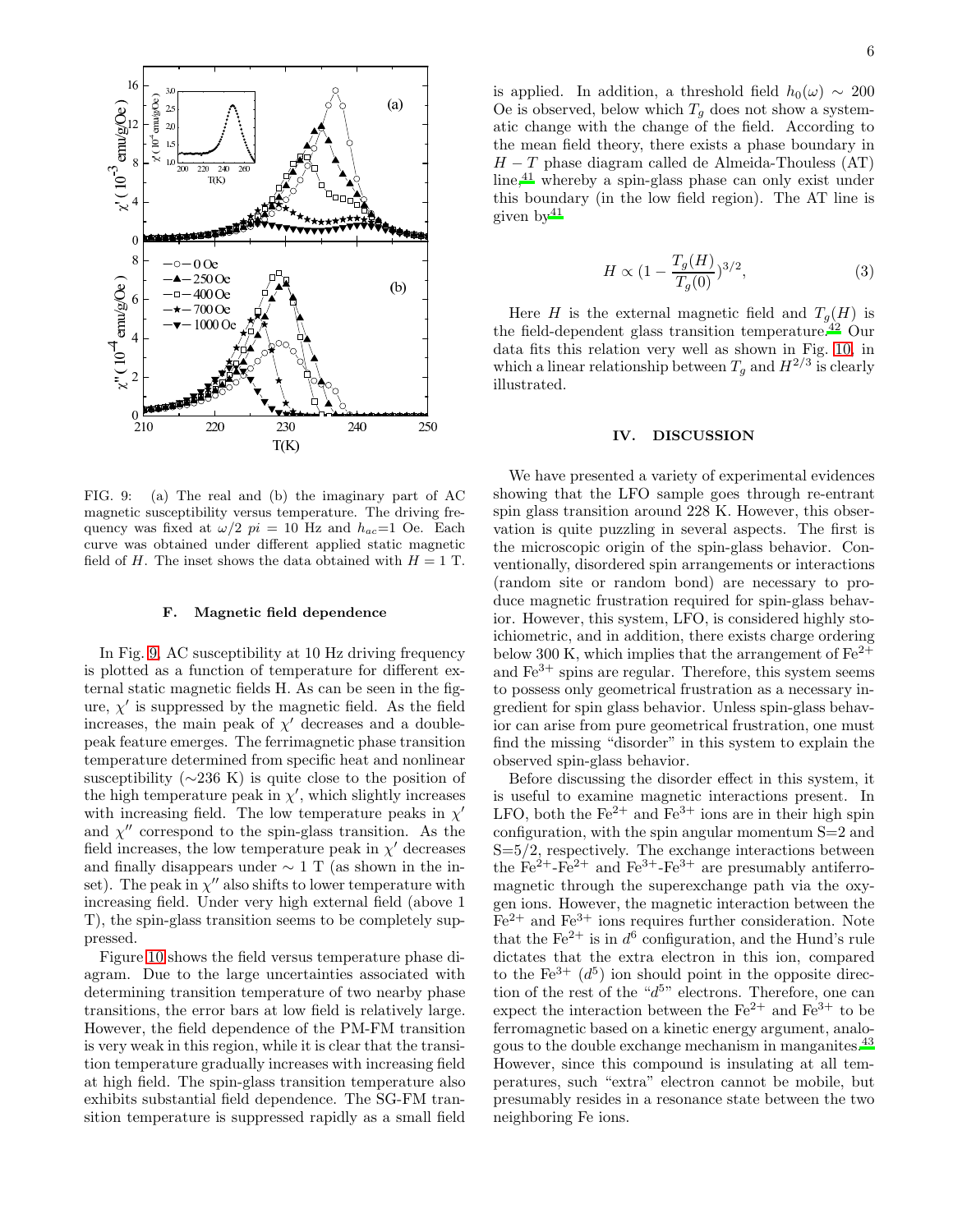FIG. 9: (a) The real and (b) the imaginary part of AC magnetic susceptibility versus temperature. The driving frequency was fixed at $\omega/2\ pi$ = 10 Hz and $h_{ac}$=1 Oe. Each curve was obtained under different applied static magnetic field of $H$. The inset shows the data obtained with $H$ = 1 T.

### F. Magnetic field dependence

In Fig. 9, AC susceptibility at 10 Hz driving frequency is plotted as a function of temperature for different external static magnetic fields H. As can be seen in the figure, $\chi'$ is suppressed by the magnetic field. As the field increases, the main peak of $\chi'$ decreases and a double-peak feature emerges. The ferrimagnetic phase transition temperature determined from specific heat and nonlinear susceptibility (∼236 K) is quite close to the position of the high temperature peak in $\chi'$, which slightly increases with increasing field. The low temperature peaks in $\chi'$ and $\chi''$ correspond to the spin-glass transition. As the field increases, the low temperature peak in $\chi'$ decreases and finally disappears under ∼ 1 T (as shown in the inset). The peak in $\chi''$ also shifts to lower temperature with increasing field. Under very high external field (above 1 T), the spin-glass transition seems to be completely suppressed.

Figure 10 shows the field versus temperature phase diagram. Due to the large uncertainties associated with determining transition temperature of two nearby phase transitions, the error bars at low field is relatively large. However, the field dependence of the PM-FM transition is very weak in this region, while it is clear that the transition temperature gradually increases with increasing field at high field. The spin-glass transition temperature also exhibits substantial field dependence. The SG-FM transition temperature is suppressed rapidly as a small field is applied. In addition, a threshold field $h_0(\omega) \sim 200$ Oe is observed, below which $T_g$ does not show a systematic change with the change of the field. According to the mean field theory, there exists a phase boundary in $H-T$ phase diagram called de Almeida-Thouless (AT) line,[41] whereby a spin-glass phase can only exist under this boundary (in the low field region). The AT line is given by[41]

$$H \propto (1 - \frac{T_g(H)}{T_g(0)})^{3/2}, \tag{3}$$

Here $H$ is the external magnetic field and $T_g(H)$ is the field-dependent glass transition temperature.[42] Our data fits this relation very well as shown in Fig. 10, in which a linear relationship between $T_g$ and $H^{2/3}$ is clearly illustrated.

## IV. DISCUSSION

We have presented a variety of experimental evidences showing that the LFO sample goes through re-entrant spin glass transition around 228 K. However, this observation is quite puzzling in several aspects. The first is the microscopic origin of the spin-glass behavior. Conventionally, disordered spin arrangements or interactions (random site or random bond) are necessary to produce magnetic frustration required for spin-glass behavior. However, this system, LFO, is considered highly stoichiometric, and in addition, there exists charge ordering below 300 K, which implies that the arrangement of $Fe^{2+}$ and $Fe^{3+}$ spins are regular. Therefore, this system seems to possess only geometrical frustration as a necessary ingredient for spin glass behavior. Unless spin-glass behavior can arise from pure geometrical frustration, one must find the missing "disorder" in this system to explain the observed spin-glass behavior.

Before discussing the disorder effect in this system, it is useful to examine magnetic interactions present. In LFO, both the $Fe^{2+}$ and $Fe^{3+}$ ions are in their high spin configuration, with the spin angular momentum S=2 and S=5/2, respectively. The exchange interactions between the $Fe^{2+}$-$Fe^{2+}$ and $Fe^{3+}$-$Fe^{3+}$ are presumably antiferromagnetic through the superexchange path via the oxygen ions. However, the magnetic interaction between the $Fe^{2+}$ and $Fe^{3+}$ ions requires further consideration. Note that the $Fe^{2+}$ is in $d^6$ configuration, and the Hund's rule dictates that the extra electron in this ion, compared to the $Fe^{3+}$ ($d^5$) ion should point in the opposite direction of the rest of the "$d^5$" electrons. Therefore, one can expect the interaction between the $Fe^{2+}$ and $Fe^{3+}$ to be ferromagnetic based on a kinetic energy argument, analogous to the double exchange mechanism in manganites.[43] However, since this compound is insulating at all temperatures, such "extra" electron cannot be mobile, but presumably resides in a resonance state between the two neighboring Fe ions.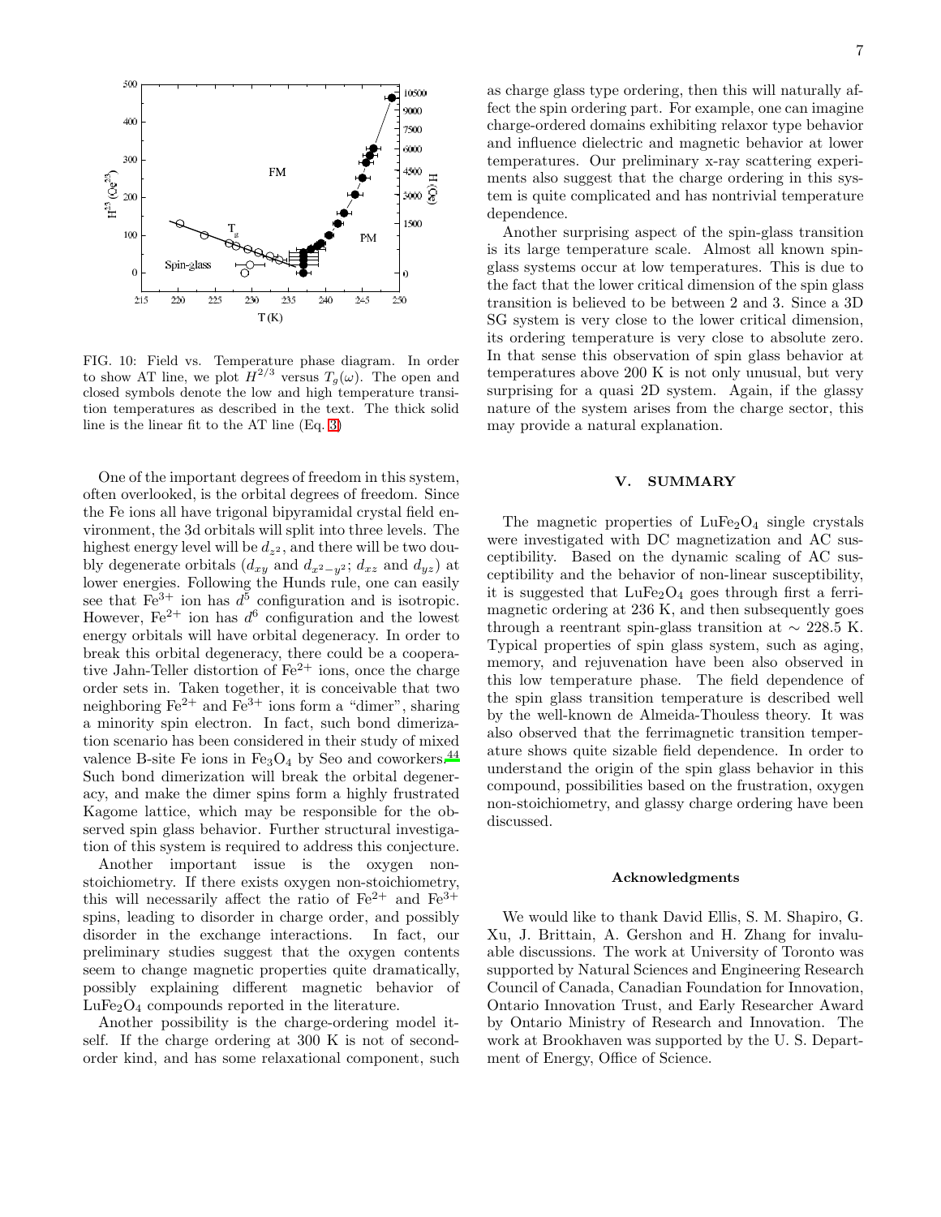FIG. 10: Field vs. Temperature phase diagram. In order to show AT line, we plot $H^{2/3}$ versus $T_g(\omega)$. The open and closed symbols denote the low and high temperature transition temperatures as described in the text. The thick solid line is the linear fit to the AT line (Eq. 3)

One of the important degrees of freedom in this system, often overlooked, is the orbital degrees of freedom. Since the Fe ions all have trigonal bipyramidal crystal field environment, the 3d orbitals will split into three levels. The highest energy level will be $d_{z^2}$, and there will be two doubly degenerate orbitals ($d_{xy}$ and $d_{x^2-y^2}$; $d_{xz}$ and $d_{yz}$) at lower energies. Following the Hunds rule, one can easily see that $Fe^{3+}$ ion has $d^5$ configuration and is isotropic. However, $Fe^{2+}$ ion has $d^6$ configuration and the lowest energy orbitals will have orbital degeneracy. In order to break this orbital degeneracy, there could be a cooperative Jahn-Teller distortion of $Fe^{2+}$ ions, once the charge order sets in. Taken together, it is conceivable that two neighboring $Fe^{2+}$ and $Fe^{3+}$ ions form a "dimer", sharing a minority spin electron. In fact, such bond dimerization scenario has been considered in their study of mixed valence B-site Fe ions in $Fe_3O_4$ by Seo and coworkers.[44] Such bond dimerization will break the orbital degeneracy, and make the dimer spins form a highly frustrated Kagome lattice, which may be responsible for the observed spin glass behavior. Further structural investigation of this system is required to address this conjecture.

Another important issue is the oxygen non-stoichiometry. If there exists oxygen non-stoichiometry, this will necessarily affect the ratio of $Fe^{2+}$ and $Fe^{3+}$ spins, leading to disorder in charge order, and possibly disorder in the exchange interactions. In fact, our preliminary studies suggest that the oxygen contents seem to change magnetic properties quite dramatically, possibly explaining different magnetic behavior of $LuFe_2O_4$ compounds reported in the literature.

Another possibility is the charge-ordering model itself. If the charge ordering at 300 K is not of second-order kind, and has some relaxational component, such as charge glass type ordering, then this will naturally affect the spin ordering part. For example, one can imagine charge-ordered domains exhibiting relaxor type behavior and influence dielectric and magnetic behavior at lower temperatures. Our preliminary x-ray scattering experiments also suggest that the charge ordering in this system is quite complicated and has nontrivial temperature dependence.

Another surprising aspect of the spin-glass transition is its large temperature scale. Almost all known spin-glass systems occur at low temperatures. This is due to the fact that the lower critical dimension of the spin glass transition is believed to be between 2 and 3. Since a 3D SG system is very close to the lower critical dimension, its ordering temperature is very close to absolute zero. In that sense this observation of spin glass behavior at temperatures above 200 K is not only unusual, but very surprising for a quasi 2D system. Again, if the glassy nature of the system arises from the charge sector, this may provide a natural explanation.

## V. SUMMARY

The magnetic properties of $LuFe_2O_4$ single crystals were investigated with DC magnetization and AC susceptibility. Based on the dynamic scaling of AC susceptibility and the behavior of non-linear susceptibility, it is suggested that $LuFe_2O_4$ goes through first a ferrimagnetic ordering at 236 K, and then subsequently goes through a reentrant spin-glass transition at $\sim$ 228.5 K. Typical properties of spin glass system, such as aging, memory, and rejuvenation have been also observed in this low temperature phase. The field dependence of the spin glass transition temperature is described well by the well-known de Almeida-Thouless theory. It was also observed that the ferrimagnetic transition temperature shows quite sizable field dependence. In order to understand the origin of the spin glass behavior in this compound, possibilities based on the frustration, oxygen non-stoichiometry, and glassy charge ordering have been discussed.

### Acknowledgments

We would like to thank David Ellis, S. M. Shapiro, G. Xu, J. Brittain, A. Gershon and H. Zhang for invaluable discussions. The work at University of Toronto was supported by Natural Sciences and Engineering Research Council of Canada, Canadian Foundation for Innovation, Ontario Innovation Trust, and Early Researcher Award by Ontario Ministry of Research and Innovation. The work at Brookhaven was supported by the U. S. Department of Energy, Office of Science.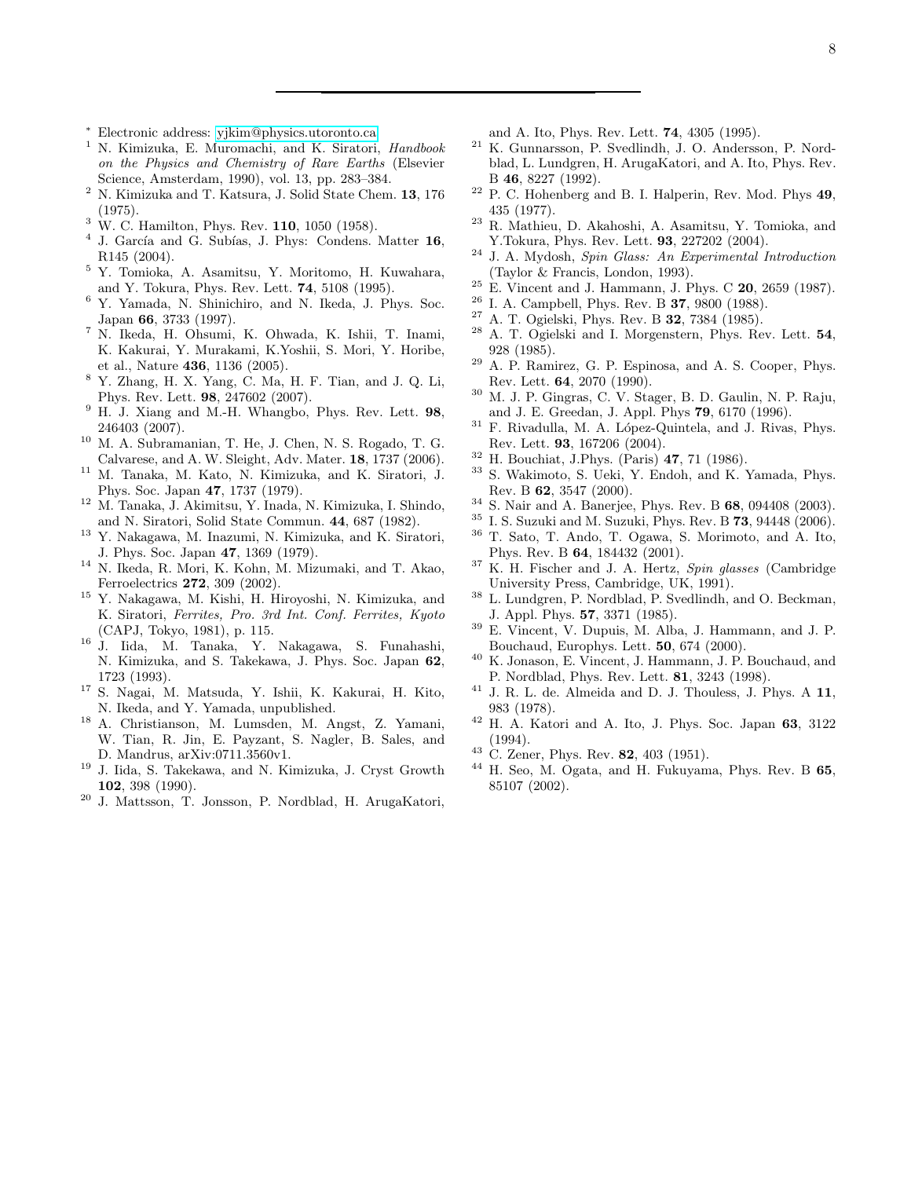* Electronic address: yjkim@physics.utoronto.ca

[1] N. Kimizuka, E. Muromachi, and K. Siratori, *Handbook on the Physics and Chemistry of Rare Earths* (Elsevier Science, Amsterdam, 1990), vol. 13, pp. 283–384.

[2] N. Kimizuka and T. Katsura, J. Solid State Chem. **13**, 176 (1975).

[3] W. C. Hamilton, Phys. Rev. **110**, 1050 (1958).

[4] J. García and G. Subías, J. Phys: Condens. Matter **16**, R145 (2004).

[5] Y. Tomioka, A. Asamitsu, Y. Moritomo, H. Kuwahara, and Y. Tokura, Phys. Rev. Lett. **74**, 5108 (1995).

[6] Y. Yamada, N. Shinichiro, and N. Ikeda, J. Phys. Soc. Japan **66**, 3733 (1997).

[7] N. Ikeda, H. Ohsumi, K. Ohwada, K. Ishii, T. Inami, K. Kakurai, Y. Murakami, K.Yoshii, S. Mori, Y. Horibe, et al., Nature **436**, 1136 (2005).

[8] Y. Zhang, H. X. Yang, C. Ma, H. F. Tian, and J. Q. Li, Phys. Rev. Lett. **98**, 247602 (2007).

[9] H. J. Xiang and M.-H. Whangbo, Phys. Rev. Lett. **98**, 246403 (2007).

[10] M. A. Subramanian, T. He, J. Chen, N. S. Rogado, T. G. Calvarese, and A. W. Sleight, Adv. Mater. **18**, 1737 (2006).

[11] M. Tanaka, M. Kato, N. Kimizuka, and K. Siratori, J. Phys. Soc. Japan **47**, 1737 (1979).

[12] M. Tanaka, J. Akimitsu, Y. Inada, N. Kimizuka, I. Shindo, and N. Siratori, Solid State Commun. **44**, 687 (1982).

[13] Y. Nakagawa, M. Inazumi, N. Kimizuka, and K. Siratori, J. Phys. Soc. Japan **47**, 1369 (1979).

[14] N. Ikeda, R. Mori, K. Kohn, M. Mizumaki, and T. Akao, Ferroelectrics **272**, 309 (2002).

[15] Y. Nakagawa, M. Kishi, H. Hiroyoshi, N. Kimizuka, and K. Siratori, *Ferrites, Pro. 3rd Int. Conf. Ferrites, Kyoto* (CAPJ, Tokyo, 1981), p. 115.

[16] J. Iida, M. Tanaka, Y. Nakagawa, S. Funahashi, N. Kimizuka, and S. Takekawa, J. Phys. Soc. Japan **62**, 1723 (1993).

[17] S. Nagai, M. Matsuda, Y. Ishii, K. Kakurai, H. Kito, N. Ikeda, and Y. Yamada, unpublished.

[18] A. Christianson, M. Lumsden, M. Angst, Z. Yamani, W. Tian, R. Jin, E. Payzant, S. Nagler, B. Sales, and D. Mandrus, arXiv:0711.3560v1.

[19] J. Iida, S. Takekawa, and N. Kimizuka, J. Cryst Growth **102**, 398 (1990).

[20] J. Mattsson, T. Jonsson, P. Nordblad, H. ArugaKatori, and A. Ito, Phys. Rev. Lett. **74**, 4305 (1995).

[21] K. Gunnarsson, P. Svedlindh, J. O. Andersson, P. Nordblad, L. Lundgren, H. ArugaKatori, and A. Ito, Phys. Rev. B **46**, 8227 (1992).

[22] P. C. Hohenberg and B. I. Halperin, Rev. Mod. Phys **49**, 435 (1977).

[23] R. Mathieu, D. Akahoshi, A. Asamitsu, Y. Tomioka, and Y.Tokura, Phys. Rev. Lett. **93**, 227202 (2004).

[24] J. A. Mydosh, *Spin Glass: An Experimental Introduction* (Taylor & Francis, London, 1993).

[25] E. Vincent and J. Hammann, J. Phys. C **20**, 2659 (1987).

[26] I. A. Campbell, Phys. Rev. B **37**, 9800 (1988).

[27] A. T. Ogielski, Phys. Rev. B **32**, 7384 (1985).

[28] A. T. Ogielski and I. Morgenstern, Phys. Rev. Lett. **54**, 928 (1985).

[29] A. P. Ramirez, G. P. Espinosa, and A. S. Cooper, Phys. Rev. Lett. **64**, 2070 (1990).

[30] M. J. P. Gingras, C. V. Stager, B. D. Gaulin, N. P. Raju, and J. E. Greedan, J. Appl. Phys **79**, 6170 (1996).

[31] F. Rivadulla, M. A. López-Quintela, and J. Rivas, Phys. Rev. Lett. **93**, 167206 (2004).

[32] H. Bouchiat, J.Phys. (Paris) **47**, 71 (1986).

[33] S. Wakimoto, S. Ueki, Y. Endoh, and K. Yamada, Phys. Rev. B **62**, 3547 (2000).

[34] S. Nair and A. Banerjee, Phys. Rev. B **68**, 094408 (2003).

[35] I. S. Suzuki and M. Suzuki, Phys. Rev. B **73**, 94448 (2006).

[36] T. Sato, T. Ando, T. Ogawa, S. Morimoto, and A. Ito, Phys. Rev. B **64**, 184432 (2001).

[37] K. H. Fischer and J. A. Hertz, *Spin glasses* (Cambridge University Press, Cambridge, UK, 1991).

[38] L. Lundgren, P. Nordblad, P. Svedlindh, and O. Beckman, J. Appl. Phys. **57**, 3371 (1985).

[39] E. Vincent, V. Dupuis, M. Alba, J. Hammann, and J. P. Bouchaud, Europhys. Lett. **50**, 674 (2000).

[40] K. Jonason, E. Vincent, J. Hammann, J. P. Bouchaud, and P. Nordblad, Phys. Rev. Lett. **81**, 3243 (1998).

[41] J. R. L. de. Almeida and D. J. Thouless, J. Phys. A **11**, 983 (1978).

[42] H. A. Katori and A. Ito, J. Phys. Soc. Japan **63**, 3122 (1994).

[43] C. Zener, Phys. Rev. **82**, 403 (1951).

[44] H. Seo, M. Ogata, and H. Fukuyama, Phys. Rev. B **65**, 85107 (2002).